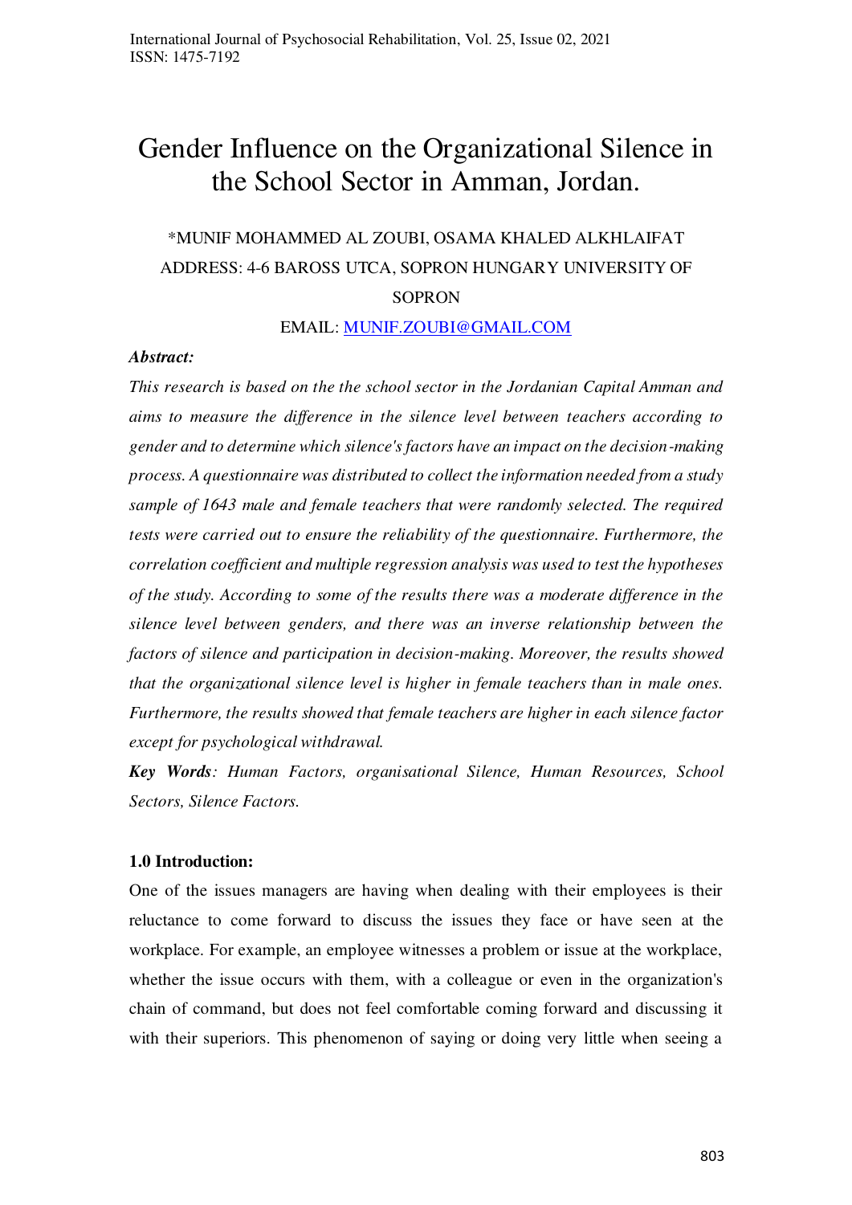# Gender Influence on the Organizational Silence in the School Sector in Amman, Jordan.

*MUNIF MOHAMMED AL ZOUBI, OSAMA KHALED ALKHLAIFAT

ADDRESS: 4-6 BAROSS UTCA, SOPRON HUNGARY UNIVERSITY OF SOPRON

EMAIL: [MUNIF.ZOUBI@GMAIL.COM](mailto:MUNIF.ZOUBI@GMAIL.COM)

***Abstract:***

*This research is based on the the school sector in the Jordanian Capital Amman and aims to measure the difference in the silence level between teachers according to gender and to determine which silence's factors have an impact on the decision-making process. A questionnaire was distributed to collect the information needed from a study sample of 1643 male and female teachers that were randomly selected. The required tests were carried out to ensure the reliability of the questionnaire. Furthermore, the correlation coefficient and multiple regression analysis was used to test the hypotheses of the study. According to some of the results there was a moderate difference in the silence level between genders, and there was an inverse relationship between the factors of silence and participation in decision-making. Moreover, the results showed that the organizational silence level is higher in female teachers than in male ones. Furthermore, the results showed that female teachers are higher in each silence factor except for psychological withdrawal.*

***Key Words****: Human Factors, organisational Silence, Human Resources, School Sectors, Silence Factors.*

## 1.0 Introduction:

One of the issues managers are having when dealing with their employees is their reluctance to come forward to discuss the issues they face or have seen at the workplace. For example, an employee witnesses a problem or issue at the workplace, whether the issue occurs with them, with a colleague or even in the organization's chain of command, but does not feel comfortable coming forward and discussing it with their superiors. This phenomenon of saying or doing very little when seeing a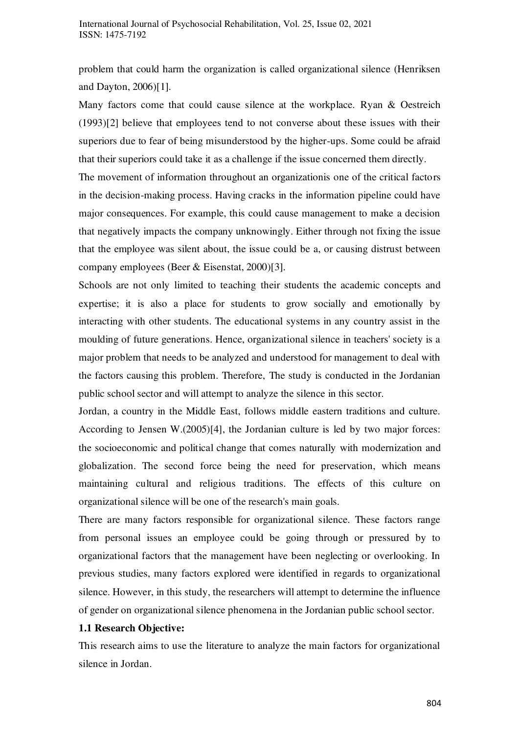problem that could harm the organization is called organizational silence (Henriksen and Dayton, 2006)[1].

Many factors come that could cause silence at the workplace. Ryan & Oestreich (1993)[2] believe that employees tend to not converse about these issues with their superiors due to fear of being misunderstood by the higher-ups. Some could be afraid that their superiors could take it as a challenge if the issue concerned them directly.

The movement of information throughout an organizationis one of the critical factors in the decision-making process. Having cracks in the information pipeline could have major consequences. For example, this could cause management to make a decision that negatively impacts the company unknowingly. Either through not fixing the issue that the employee was silent about, the issue could be a, or causing distrust between company employees (Beer & Eisenstat, 2000)[3].

Schools are not only limited to teaching their students the academic concepts and expertise; it is also a place for students to grow socially and emotionally by interacting with other students. The educational systems in any country assist in the moulding of future generations. Hence, organizational silence in teachers' society is a major problem that needs to be analyzed and understood for management to deal with the factors causing this problem. Therefore, The study is conducted in the Jordanian public school sector and will attempt to analyze the silence in this sector.

Jordan, a country in the Middle East, follows middle eastern traditions and culture. According to Jensen W.(2005)[4], the Jordanian culture is led by two major forces: the socioeconomic and political change that comes naturally with modernization and globalization. The second force being the need for preservation, which means maintaining cultural and religious traditions. The effects of this culture on organizational silence will be one of the research's main goals.

There are many factors responsible for organizational silence. These factors range from personal issues an employee could be going through or pressured by to organizational factors that the management have been neglecting or overlooking. In previous studies, many factors explored were identified in regards to organizational silence. However, in this study, the researchers will attempt to determine the influence of gender on organizational silence phenomena in the Jordanian public school sector.

### 1.1 Research Objective:

This research aims to use the literature to analyze the main factors for organizational silence in Jordan.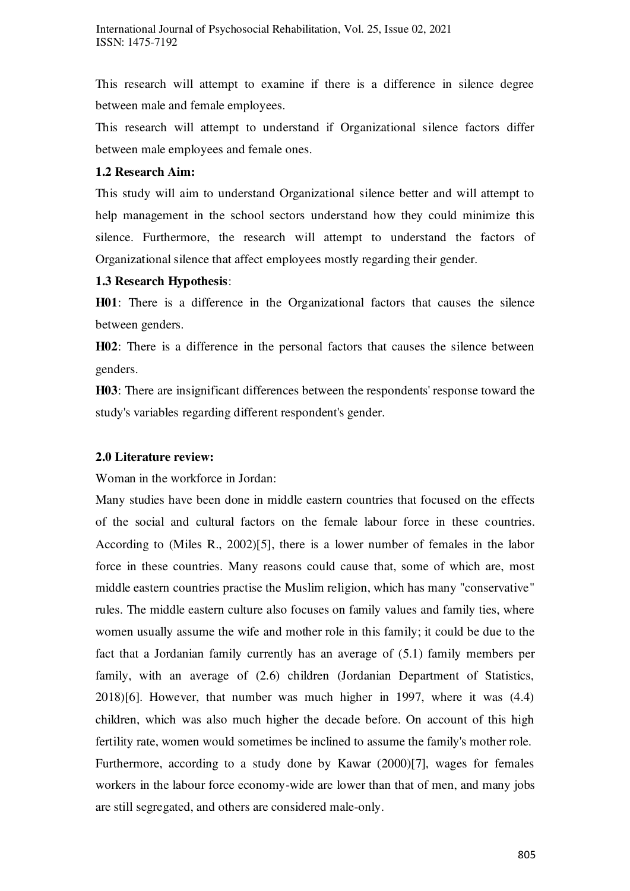This research will attempt to examine if there is a difference in silence degree between male and female employees.

This research will attempt to understand if Organizational silence factors differ between male employees and female ones.

### 1.2 Research Aim:

This study will aim to understand Organizational silence better and will attempt to help management in the school sectors understand how they could minimize this silence. Furthermore, the research will attempt to understand the factors of Organizational silence that affect employees mostly regarding their gender.

### 1.3 Research Hypothesis:

**H01**: There is a difference in the Organizational factors that causes the silence between genders.

**H02**: There is a difference in the personal factors that causes the silence between genders.

**H03**: There are insignificant differences between the respondents' response toward the study's variables regarding different respondent's gender.

## 2.0 Literature review:

Woman in the workforce in Jordan:

Many studies have been done in middle eastern countries that focused on the effects of the social and cultural factors on the female labour force in these countries. According to (Miles R., 2002)[5], there is a lower number of females in the labor force in these countries. Many reasons could cause that, some of which are, most middle eastern countries practise the Muslim religion, which has many "conservative" rules. The middle eastern culture also focuses on family values and family ties, where women usually assume the wife and mother role in this family; it could be due to the fact that a Jordanian family currently has an average of (5.1) family members per family, with an average of (2.6) children (Jordanian Department of Statistics, 2018)[6]. However, that number was much higher in 1997, where it was (4.4) children, which was also much higher the decade before. On account of this high fertility rate, women would sometimes be inclined to assume the family's mother role.

Furthermore, according to a study done by Kawar (2000)[7], wages for females workers in the labour force economy-wide are lower than that of men, and many jobs are still segregated, and others are considered male-only.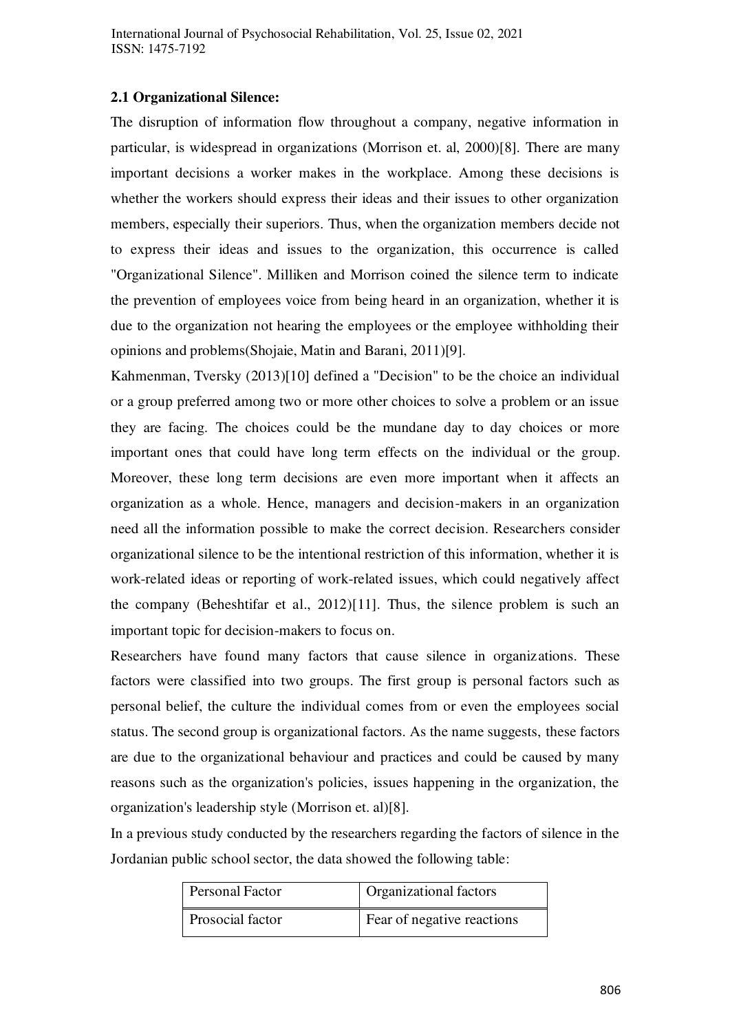### 2.1 Organizational Silence:

The disruption of information flow throughout a company, negative information in particular, is widespread in organizations (Morrison et. al, 2000)[8]. There are many important decisions a worker makes in the workplace. Among these decisions is whether the workers should express their ideas and their issues to other organization members, especially their superiors. Thus, when the organization members decide not to express their ideas and issues to the organization, this occurrence is called "Organizational Silence". Milliken and Morrison coined the silence term to indicate the prevention of employees voice from being heard in an organization, whether it is due to the organization not hearing the employees or the employee withholding their opinions and problems(Shojaie, Matin and Barani, 2011)[9].

Kahmenman, Tversky (2013)[10] defined a "Decision" to be the choice an individual or a group preferred among two or more other choices to solve a problem or an issue they are facing. The choices could be the mundane day to day choices or more important ones that could have long term effects on the individual or the group. Moreover, these long term decisions are even more important when it affects an organization as a whole. Hence, managers and decision-makers in an organization need all the information possible to make the correct decision. Researchers consider organizational silence to be the intentional restriction of this information, whether it is work-related ideas or reporting of work-related issues, which could negatively affect the company (Beheshtifar et al., 2012)[11]. Thus, the silence problem is such an important topic for decision-makers to focus on.

Researchers have found many factors that cause silence in organizations. These factors were classified into two groups. The first group is personal factors such as personal belief, the culture the individual comes from or even the employees social status. The second group is organizational factors. As the name suggests, these factors are due to the organizational behaviour and practices and could be caused by many reasons such as the organization's policies, issues happening in the organization, the organization's leadership style (Morrison et. al)[8].

In a previous study conducted by the researchers regarding the factors of silence in the Jordanian public school sector, the data showed the following table:

| Personal Factor | Organizational factors |
|---|---|
| Prosocial factor | Fear of negative reactions |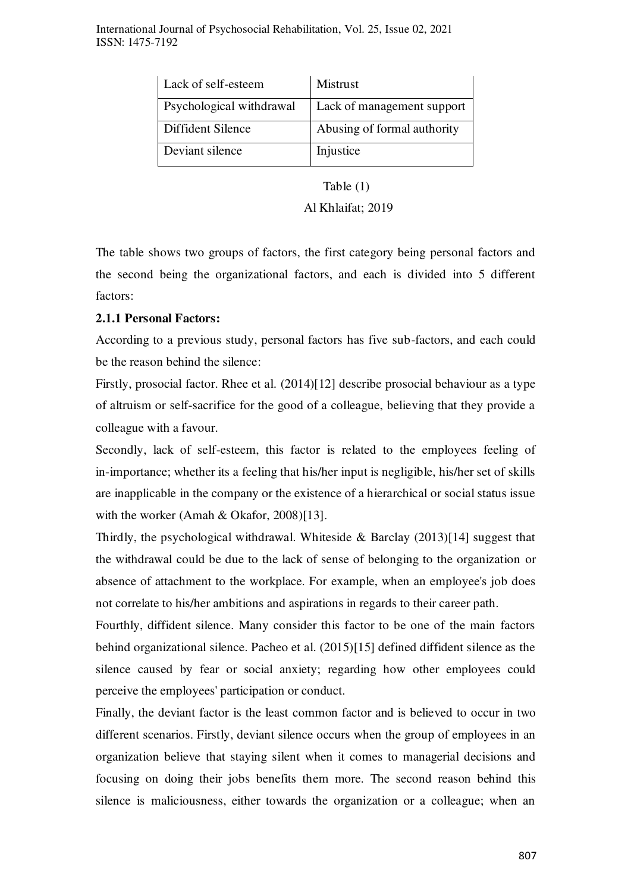| Lack of self-esteem | Mistrust |
|---|---|
| Psychological withdrawal | Lack of management support |
| Diffident Silence | Abusing of formal authority |
| Deviant silence | Injustice |

Table (1)

Al Khlaifat; 2019

The table shows two groups of factors, the first category being personal factors and the second being the organizational factors, and each is divided into 5 different factors:

**2.1.1 Personal Factors:**

According to a previous study, personal factors has five sub-factors, and each could be the reason behind the silence:

Firstly, prosocial factor. Rhee et al. (2014)[12] describe prosocial behaviour as a type of altruism or self-sacrifice for the good of a colleague, believing that they provide a colleague with a favour.

Secondly, lack of self-esteem, this factor is related to the employees feeling of in-importance; whether its a feeling that his/her input is negligible, his/her set of skills are inapplicable in the company or the existence of a hierarchical or social status issue with the worker (Amah & Okafor, 2008)[13].

Thirdly, the psychological withdrawal. Whiteside & Barclay (2013)[14] suggest that the withdrawal could be due to the lack of sense of belonging to the organization or absence of attachment to the workplace. For example, when an employee's job does not correlate to his/her ambitions and aspirations in regards to their career path.

Fourthly, diffident silence. Many consider this factor to be one of the main factors behind organizational silence. Pacheo et al. (2015)[15] defined diffident silence as the silence caused by fear or social anxiety; regarding how other employees could perceive the employees' participation or conduct.

Finally, the deviant factor is the least common factor and is believed to occur in two different scenarios. Firstly, deviant silence occurs when the group of employees in an organization believe that staying silent when it comes to managerial decisions and focusing on doing their jobs benefits them more. The second reason behind this silence is maliciousness, either towards the organization or a colleague; when an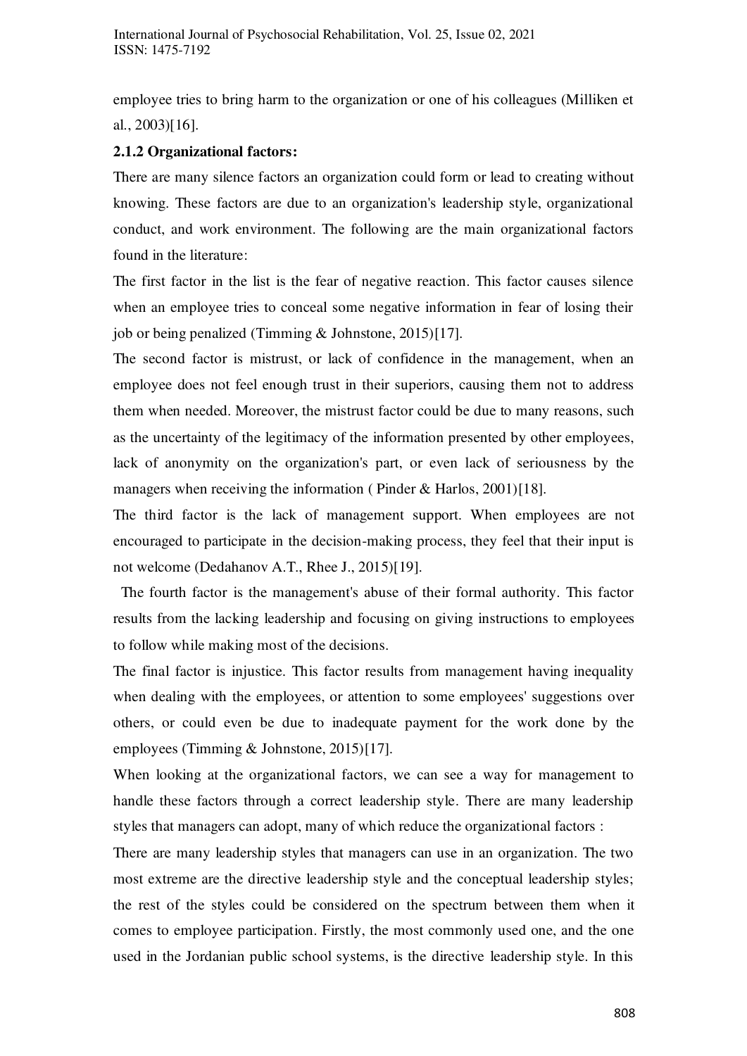employee tries to bring harm to the organization or one of his colleagues (Milliken et al., 2003)[16].

### 2.1.2 Organizational factors:

There are many silence factors an organization could form or lead to creating without knowing. These factors are due to an organization's leadership style, organizational conduct, and work environment. The following are the main organizational factors found in the literature:

The first factor in the list is the fear of negative reaction. This factor causes silence when an employee tries to conceal some negative information in fear of losing their job or being penalized (Timming & Johnstone, 2015)[17].

The second factor is mistrust, or lack of confidence in the management, when an employee does not feel enough trust in their superiors, causing them not to address them when needed. Moreover, the mistrust factor could be due to many reasons, such as the uncertainty of the legitimacy of the information presented by other employees, lack of anonymity on the organization's part, or even lack of seriousness by the managers when receiving the information ( Pinder & Harlos, 2001)[18].

The third factor is the lack of management support. When employees are not encouraged to participate in the decision-making process, they feel that their input is not welcome (Dedahanov A.T., Rhee J., 2015)[19].

The fourth factor is the management's abuse of their formal authority. This factor results from the lacking leadership and focusing on giving instructions to employees to follow while making most of the decisions.

The final factor is injustice. This factor results from management having inequality when dealing with the employees, or attention to some employees' suggestions over others, or could even be due to inadequate payment for the work done by the employees (Timming & Johnstone, 2015)[17].

When looking at the organizational factors, we can see a way for management to handle these factors through a correct leadership style. There are many leadership styles that managers can adopt, many of which reduce the organizational factors :

There are many leadership styles that managers can use in an organization. The two most extreme are the directive leadership style and the conceptual leadership styles; the rest of the styles could be considered on the spectrum between them when it comes to employee participation. Firstly, the most commonly used one, and the one used in the Jordanian public school systems, is the directive leadership style. In this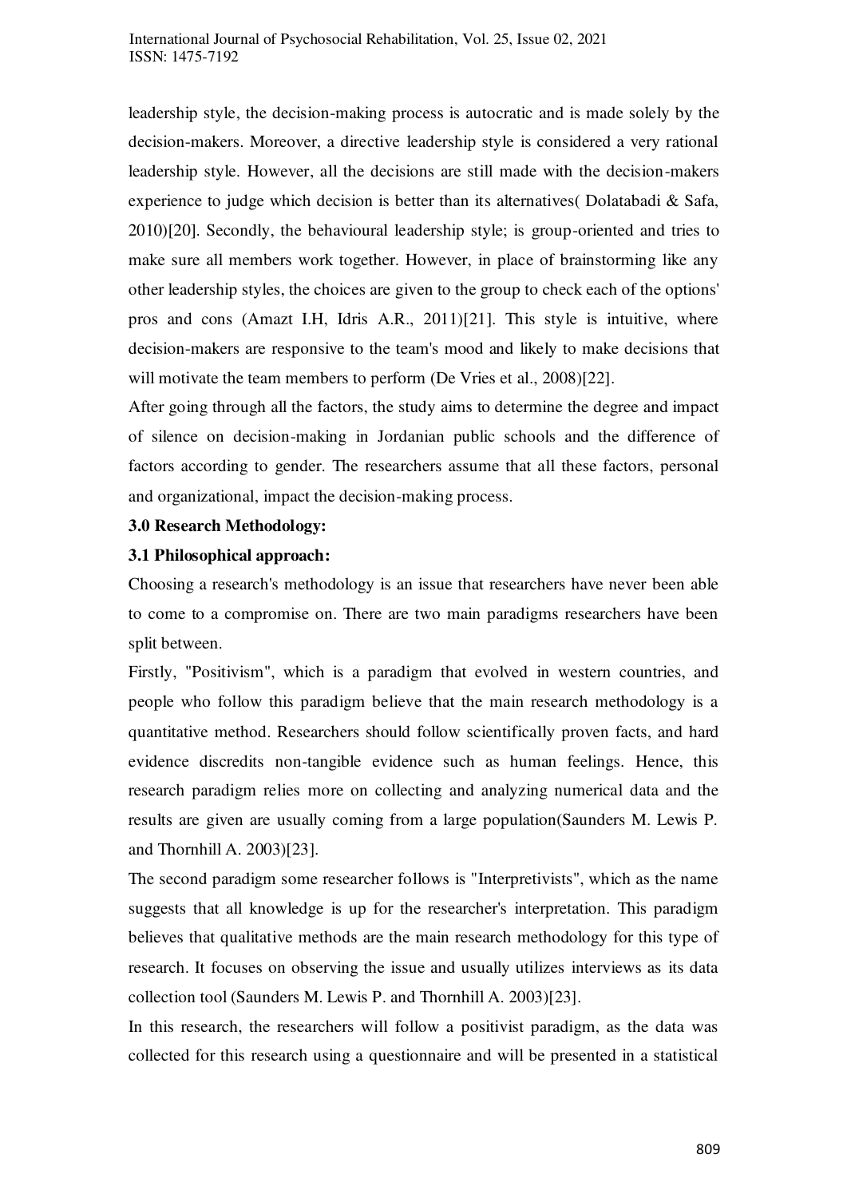leadership style, the decision-making process is autocratic and is made solely by the decision-makers. Moreover, a directive leadership style is considered a very rational leadership style. However, all the decisions are still made with the decision-makers experience to judge which decision is better than its alternatives( Dolatabadi & Safa, 2010)[20]. Secondly, the behavioural leadership style; is group-oriented and tries to make sure all members work together. However, in place of brainstorming like any other leadership styles, the choices are given to the group to check each of the options' pros and cons (Amazt I.H, Idris A.R., 2011)[21]. This style is intuitive, where decision-makers are responsive to the team's mood and likely to make decisions that will motivate the team members to perform (De Vries et al., 2008)[22].

After going through all the factors, the study aims to determine the degree and impact of silence on decision-making in Jordanian public schools and the difference of factors according to gender. The researchers assume that all these factors, personal and organizational, impact the decision-making process.

**3.0 Research Methodology:**

**3.1 Philosophical approach:**

Choosing a research's methodology is an issue that researchers have never been able to come to a compromise on. There are two main paradigms researchers have been split between.

Firstly, "Positivism", which is a paradigm that evolved in western countries, and people who follow this paradigm believe that the main research methodology is a quantitative method. Researchers should follow scientifically proven facts, and hard evidence discredits non-tangible evidence such as human feelings. Hence, this research paradigm relies more on collecting and analyzing numerical data and the results are given are usually coming from a large population(Saunders M. Lewis P. and Thornhill A. 2003)[23].

The second paradigm some researcher follows is "Interpretivists", which as the name suggests that all knowledge is up for the researcher's interpretation. This paradigm believes that qualitative methods are the main research methodology for this type of research. It focuses on observing the issue and usually utilizes interviews as its data collection tool (Saunders M. Lewis P. and Thornhill A. 2003)[23].

In this research, the researchers will follow a positivist paradigm, as the data was collected for this research using a questionnaire and will be presented in a statistical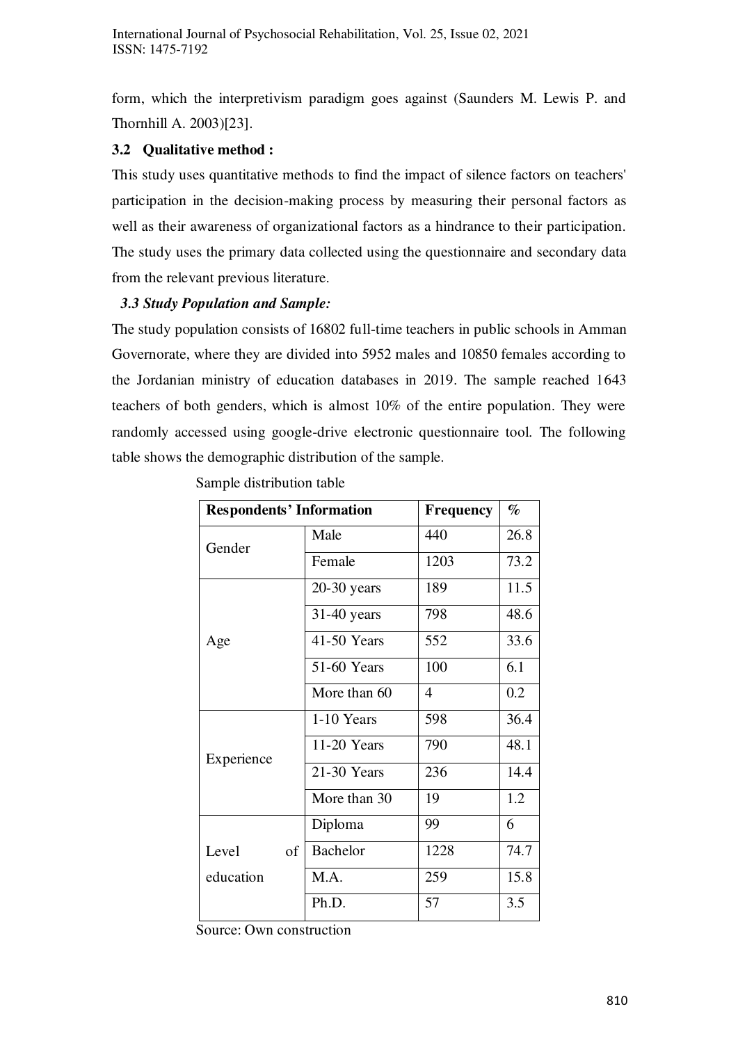form, which the interpretivism paradigm goes against (Saunders M. Lewis P. and Thornhill A. 2003)[23].

### 3.2 Qualitative method :

This study uses quantitative methods to find the impact of silence factors on teachers' participation in the decision-making process by measuring their personal factors as well as their awareness of organizational factors as a hindrance to their participation. The study uses the primary data collected using the questionnaire and secondary data from the relevant previous literature.

### *3.3 Study Population and Sample:*

The study population consists of 16802 full-time teachers in public schools in Amman Governorate, where they are divided into 5952 males and 10850 females according to the Jordanian ministry of education databases in 2019. The sample reached 1643 teachers of both genders, which is almost 10% of the entire population. They were randomly accessed using google-drive electronic questionnaire tool. The following table shows the demographic distribution of the sample.

Sample distribution table

| **Respondents' Information** | | **Frequency** | **%** |
|---|---|---|---|
| Gender | Male | 440 | 26.8 |
| | Female | 1203 | 73.2 |
| Age | 20-30 years | 189 | 11.5 |
| | 31-40 years | 798 | 48.6 |
| | 41-50 Years | 552 | 33.6 |
| | 51-60 Years | 100 | 6.1 |
| | More than 60 | 4 | 0.2 |
| Experience | 1-10 Years | 598 | 36.4 |
| | 11-20 Years | 790 | 48.1 |
| | 21-30 Years | 236 | 14.4 |
| | More than 30 | 19 | 1.2 |
| Level of education | Diploma | 99 | 6 |
| | Bachelor | 1228 | 74.7 |
| | M.A. | 259 | 15.8 |
| | Ph.D. | 57 | 3.5 |

Source: Own construction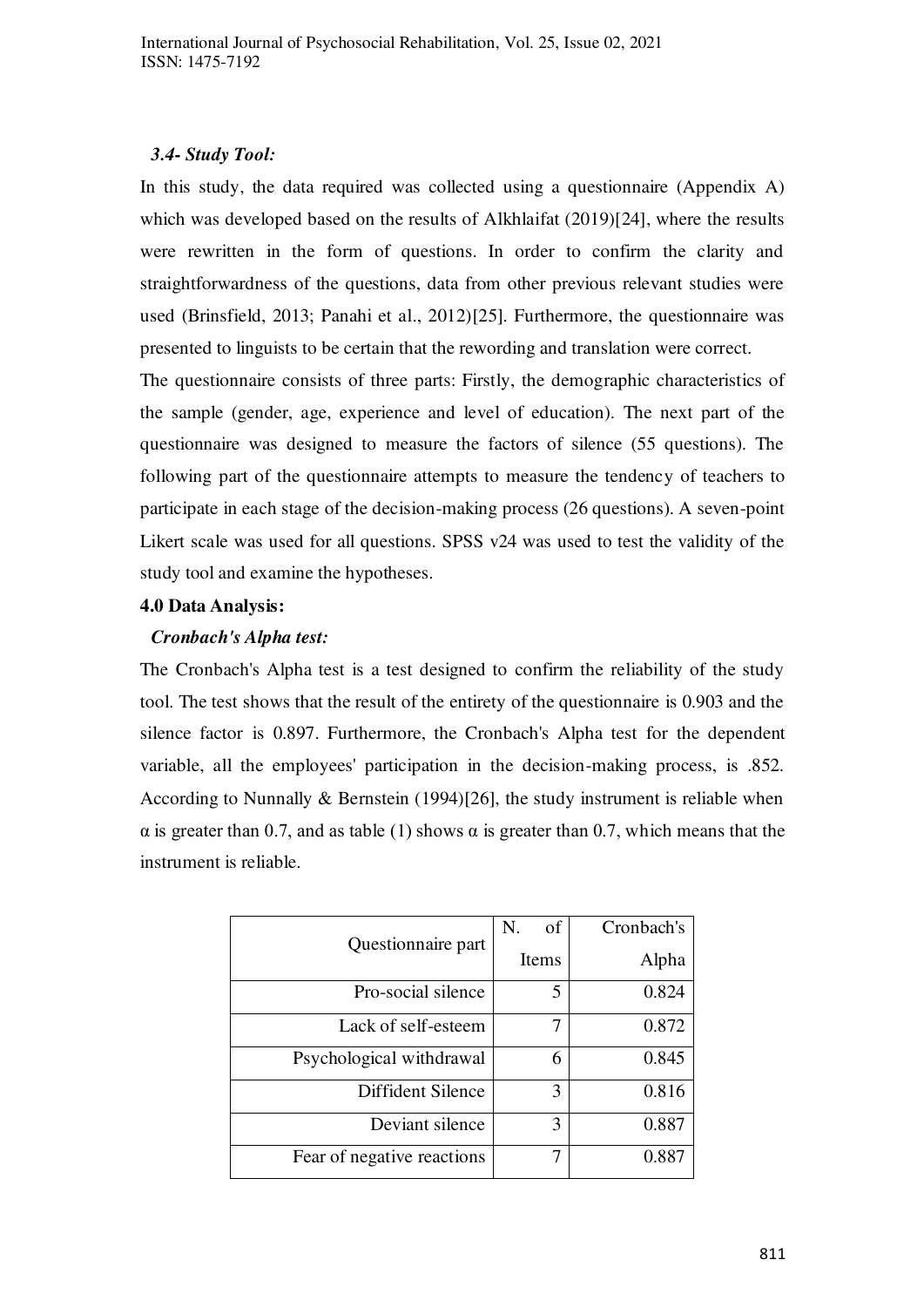### *3.4- Study Tool:*

In this study, the data required was collected using a questionnaire (Appendix A) which was developed based on the results of Alkhlaifat (2019)[24], where the results were rewritten in the form of questions. In order to confirm the clarity and straightforwardness of the questions, data from other previous relevant studies were used (Brinsfield, 2013; Panahi et al., 2012)[25]. Furthermore, the questionnaire was presented to linguists to be certain that the rewording and translation were correct.

The questionnaire consists of three parts: Firstly, the demographic characteristics of the sample (gender, age, experience and level of education). The next part of the questionnaire was designed to measure the factors of silence (55 questions). The following part of the questionnaire attempts to measure the tendency of teachers to participate in each stage of the decision-making process (26 questions). A seven-point Likert scale was used for all questions. SPSS v24 was used to test the validity of the study tool and examine the hypotheses.

## 4.0 Data Analysis:

### *Cronbach's Alpha test:*

The Cronbach's Alpha test is a test designed to confirm the reliability of the study tool. The test shows that the result of the entirety of the questionnaire is 0.903 and the silence factor is 0.897. Furthermore, the Cronbach's Alpha test for the dependent variable, all the employees' participation in the decision-making process, is .852. According to Nunnally & Bernstein (1994)[26], the study instrument is reliable when $\alpha$ is greater than 0.7, and as table (1) shows $\alpha$ is greater than 0.7, which means that the instrument is reliable.

| Questionnaire part | N. of Items | Cronbach's Alpha |
|---|---|---|
| Pro-social silence | 5 | 0.824 |
| Lack of self-esteem | 7 | 0.872 |
| Psychological withdrawal | 6 | 0.845 |
| Diffident Silence | 3 | 0.816 |
| Deviant silence | 3 | 0.887 |
| Fear of negative reactions | 7 | 0.887 |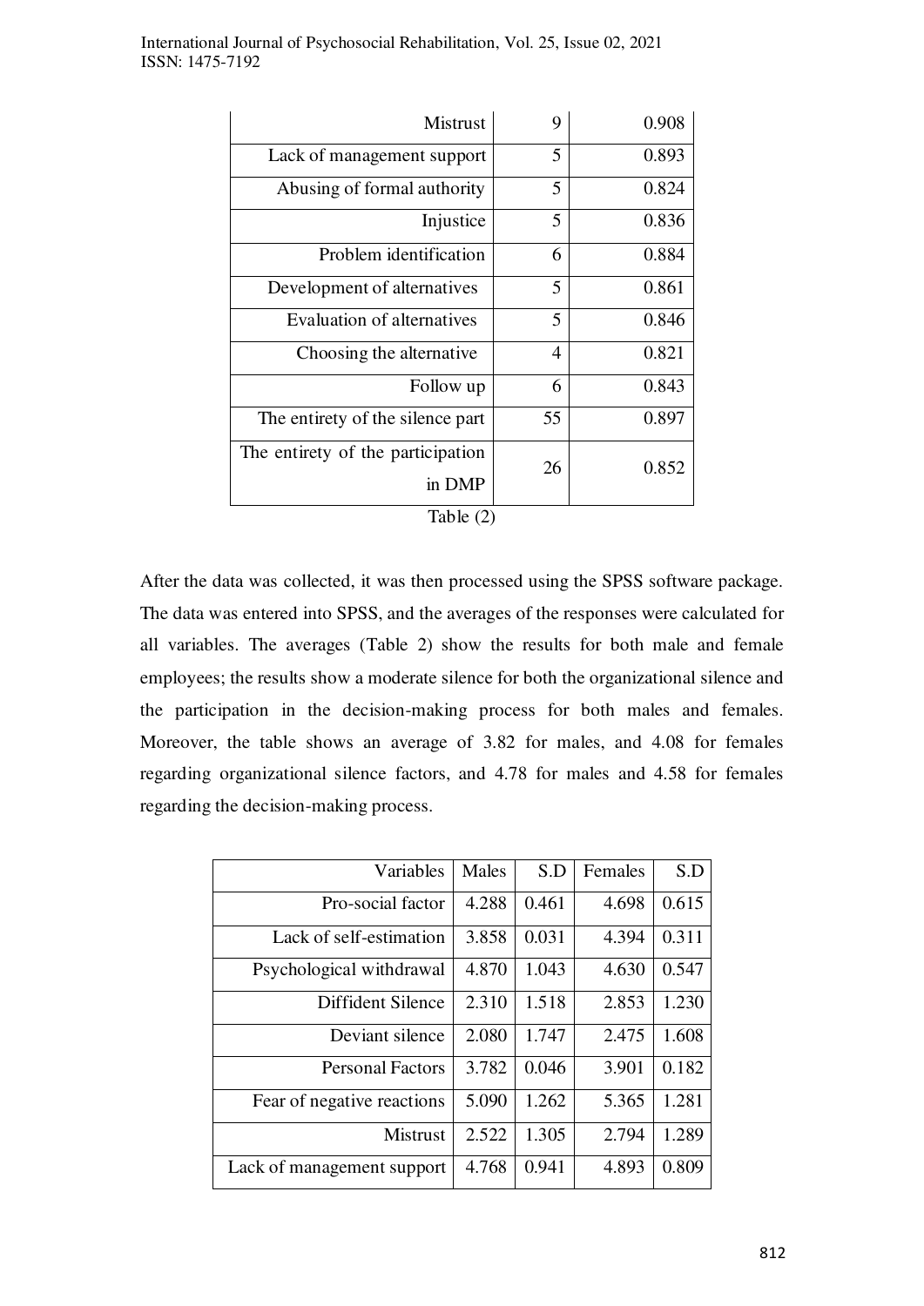| Mistrust | 9 | 0.908 |
|---|---|---|
| Lack of management support | 5 | 0.893 |
| Abusing of formal authority | 5 | 0.824 |
| Injustice | 5 | 0.836 |
| Problem identification | 6 | 0.884 |
| Development of alternatives | 5 | 0.861 |
| Evaluation of alternatives | 5 | 0.846 |
| Choosing the alternative | 4 | 0.821 |
| Follow up | 6 | 0.843 |
| The entirety of the silence part | 55 | 0.897 |
| The entirety of the participation in DMP | 26 | 0.852 |

Table (2)

After the data was collected, it was then processed using the SPSS software package. The data was entered into SPSS, and the averages of the responses were calculated for all variables. The averages (Table 2) show the results for both male and female employees; the results show a moderate silence for both the organizational silence and the participation in the decision-making process for both males and females. Moreover, the table shows an average of 3.82 for males, and 4.08 for females regarding organizational silence factors, and 4.78 for males and 4.58 for females regarding the decision-making process.

| Variables | Males | S.D | Females | S.D |
|---|---|---|---|---|
| Pro-social factor | 4.288 | 0.461 | 4.698 | 0.615 |
| Lack of self-estimation | 3.858 | 0.031 | 4.394 | 0.311 |
| Psychological withdrawal | 4.870 | 1.043 | 4.630 | 0.547 |
| Diffident Silence | 2.310 | 1.518 | 2.853 | 1.230 |
| Deviant silence | 2.080 | 1.747 | 2.475 | 1.608 |
| Personal Factors | 3.782 | 0.046 | 3.901 | 0.182 |
| Fear of negative reactions | 5.090 | 1.262 | 5.365 | 1.281 |
| Mistrust | 2.522 | 1.305 | 2.794 | 1.289 |
| Lack of management support | 4.768 | 0.941 | 4.893 | 0.809 |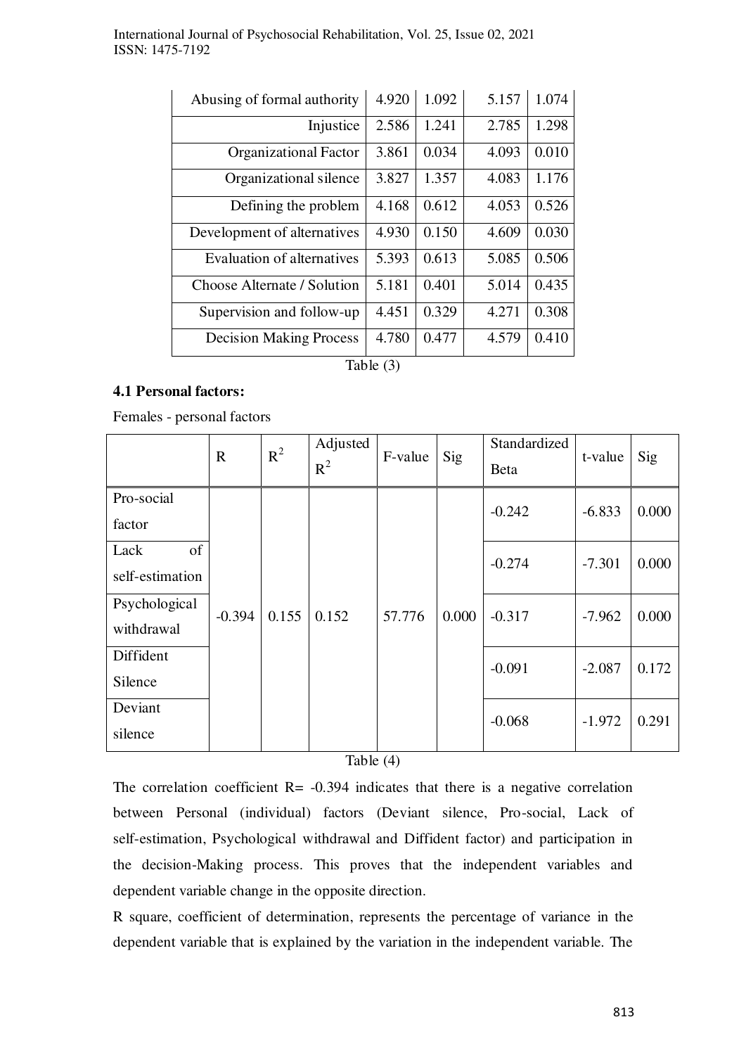| | | | | |
|---|---|---|---|---|
| Abusing of formal authority | 4.920 | 1.092 | 5.157 | 1.074 |
| Injustice | 2.586 | 1.241 | 2.785 | 1.298 |
| Organizational Factor | 3.861 | 0.034 | 4.093 | 0.010 |
| Organizational silence | 3.827 | 1.357 | 4.083 | 1.176 |
| Defining the problem | 4.168 | 0.612 | 4.053 | 0.526 |
| Development of alternatives | 4.930 | 0.150 | 4.609 | 0.030 |
| Evaluation of alternatives | 5.393 | 0.613 | 5.085 | 0.506 |
| Choose Alternate / Solution | 5.181 | 0.401 | 5.014 | 0.435 |
| Supervision and follow-up | 4.451 | 0.329 | 4.271 | 0.308 |
| Decision Making Process | 4.780 | 0.477 | 4.579 | 0.410 |

Table (3)

**4.1 Personal factors:**

Females - personal factors

| | R | $R^2$ | Adjusted $R^2$ | F-value | Sig | Standardized Beta | t-value | Sig |
|---|---|---|---|---|---|---|---|---|
| Pro-social factor | -0.394 | 0.155 | 0.152 | 57.776 | 0.000 | -0.242 | -6.833 | 0.000 |
| Lack of self-estimation | | | | | | -0.274 | -7.301 | 0.000 |
| Psychological withdrawal | | | | | | -0.317 | -7.962 | 0.000 |
| Diffident Silence | | | | | | -0.091 | -2.087 | 0.172 |
| Deviant silence | | | | | | -0.068 | -1.972 | 0.291 |

Table (4)

The correlation coefficient R= -0.394 indicates that there is a negative correlation between Personal (individual) factors (Deviant silence, Pro-social, Lack of self-estimation, Psychological withdrawal and Diffident factor) and participation in the decision-Making process. This proves that the independent variables and dependent variable change in the opposite direction.

R square, coefficient of determination, represents the percentage of variance in the dependent variable that is explained by the variation in the independent variable. The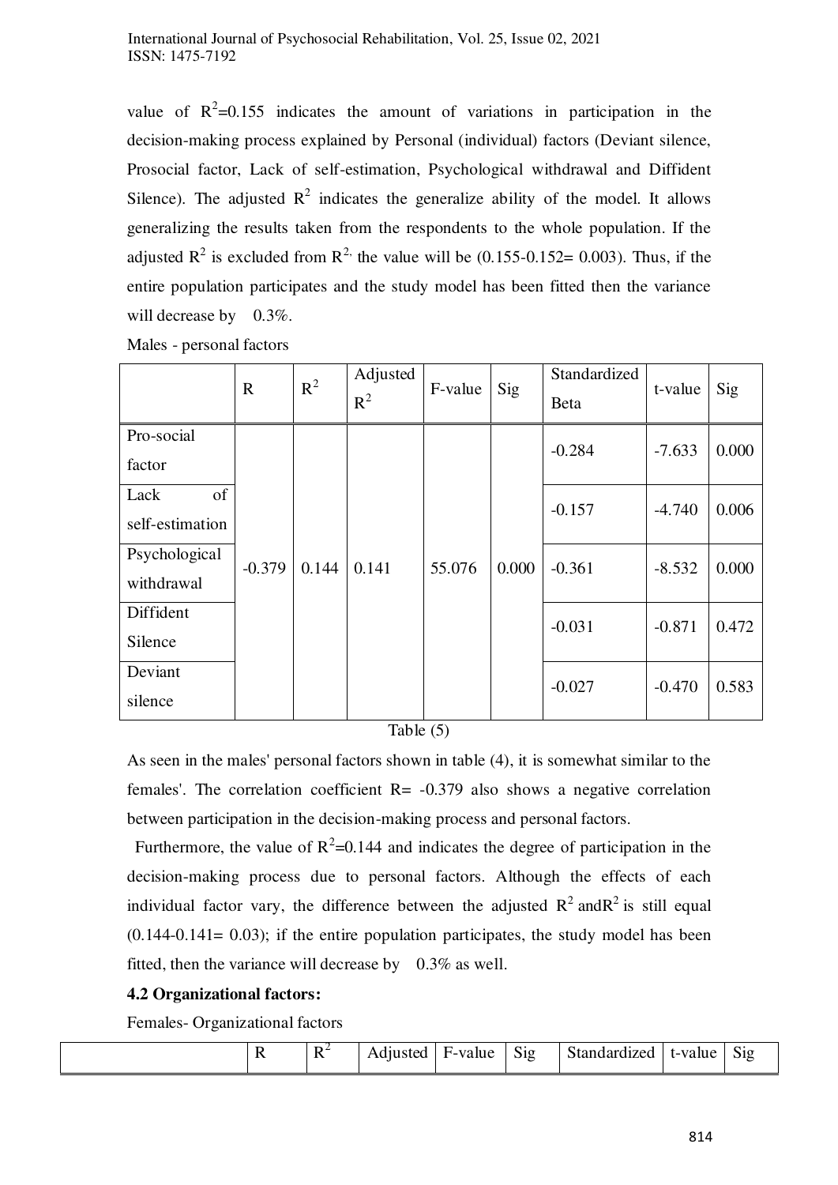value of $R^2$=0.155 indicates the amount of variations in participation in the decision-making process explained by Personal (individual) factors (Deviant silence, Prosocial factor, Lack of self-estimation, Psychological withdrawal and Diffident Silence). The adjusted $R^2$ indicates the generalize ability of the model. It allows generalizing the results taken from the respondents to the whole population. If the adjusted $R^2$ is excluded from $R^{2,}$ the value will be (0.155-0.152= 0.003). Thus, if the entire population participates and the study model has been fitted then the variance will decrease by 0.3%.

Males - personal factors

| | R | $R^2$ | Adjusted $R^2$ | F-value | Sig | Standardized Beta | t-value | Sig |
|---|---|---|---|---|---|---|---|---|
| Pro-social factor | -0.379 | 0.144 | 0.141 | 55.076 | 0.000 | -0.284 | -7.633 | 0.000 |
| Lack of self-estimation | | | | | | -0.157 | -4.740 | 0.006 |
| Psychological withdrawal | | | | | | -0.361 | -8.532 | 0.000 |
| Diffident Silence | | | | | | -0.031 | -0.871 | 0.472 |
| Deviant silence | | | | | | -0.027 | -0.470 | 0.583 |

Table (5)

As seen in the males' personal factors shown in table (4), it is somewhat similar to the females'. The correlation coefficient R= -0.379 also shows a negative correlation between participation in the decision-making process and personal factors.

Furthermore, the value of $R^2$=0.144 and indicates the degree of participation in the decision-making process due to personal factors. Although the effects of each individual factor vary, the difference between the adjusted $R^2$ and $R^2$ is still equal (0.144-0.141= 0.03); if the entire population participates, the study model has been fitted, then the variance will decrease by 0.3% as well.

**4.2 Organizational factors:**

Females- Organizational factors

| | R | $R^2$ | Adjusted | F-value | Sig | Standardized | t-value | Sig |
|---|---|---|---|---|---|---|---|---|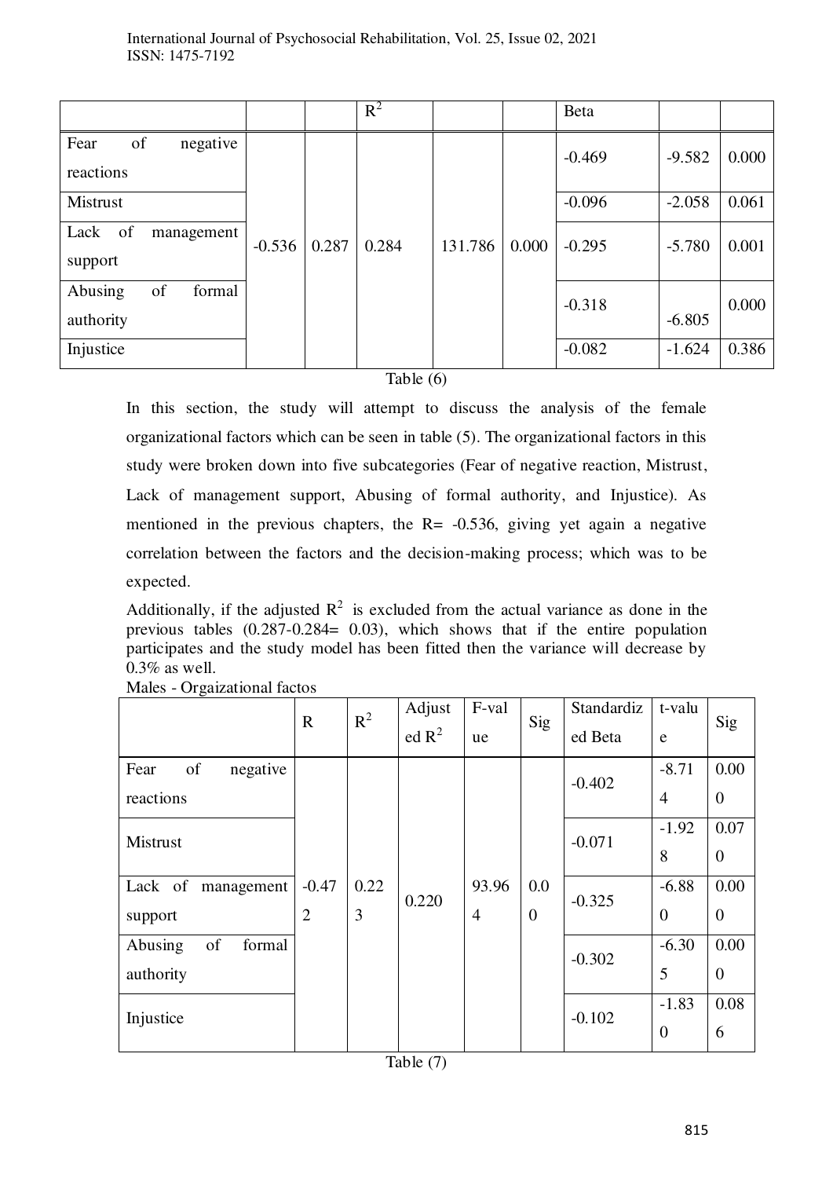| | | | $R^2$ | | | Beta | | |
|---|---|---|---|---|---|---|---|---|
| Fear of negative reactions | -0.536 | 0.287 | 0.284 | 131.786 | 0.000 | -0.469 | -9.582 | 0.000 |
| Mistrust | | | | | | -0.096 | -2.058 | 0.061 |
| Lack of management support | | | | | | -0.295 | -5.780 | 0.001 |
| Abusing of formal authority | | | | | | -0.318 | -6.805 | 0.000 |
| Injustice | | | | | | -0.082 | -1.624 | 0.386 |

Table (6)

In this section, the study will attempt to discuss the analysis of the female organizational factors which can be seen in table (5). The organizational factors in this study were broken down into five subcategories (Fear of negative reaction, Mistrust, Lack of management support, Abusing of formal authority, and Injustice). As mentioned in the previous chapters, the R= -0.536, giving yet again a negative correlation between the factors and the decision-making process; which was to be expected.

Additionally, if the adjusted $R^2$ is excluded from the actual variance as done in the previous tables (0.287-0.284= 0.03), which shows that if the entire population participates and the study model has been fitted then the variance will decrease by 0.3% as well.

Males - Orgaizational factos

| | R | $R^2$ | Adjusted $R^2$ | F-value | Sig | Standardized Beta | t-value | Sig |
|---|---|---|---|---|---|---|---|---|
| Fear of negative reactions | -0.472 | 0.223 | 0.220 | 93.964 | 0.00 | -0.402 | -8.714 | 0.000 |
| Mistrust | | | | | | -0.071 | -1.928 | 0.070 |
| Lack of management support | | | | | | -0.325 | -6.880 | 0.000 |
| Abusing of formal authority | | | | | | -0.302 | -6.305 | 0.000 |
| Injustice | | | | | | -0.102 | -1.830 | 0.086 |

Table (7)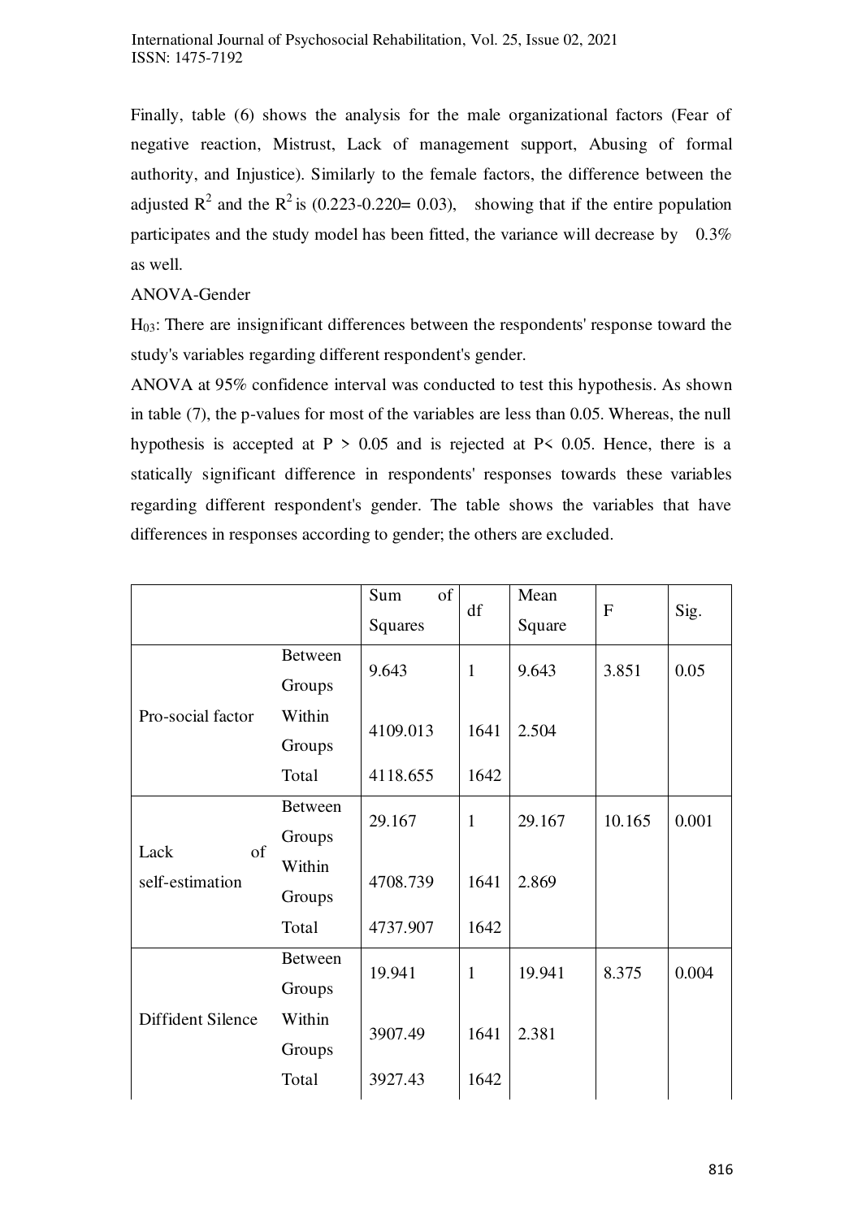Finally, table (6) shows the analysis for the male organizational factors (Fear of negative reaction, Mistrust, Lack of management support, Abusing of formal authority, and Injustice). Similarly to the female factors, the difference between the adjusted $R^2$ and the $R^2$ is (0.223-0.220= 0.03), showing that if the entire population participates and the study model has been fitted, the variance will decrease by 0.3% as well.

ANOVA-Gender

$H_{03}$: There are insignificant differences between the respondents' response toward the study's variables regarding different respondent's gender.

ANOVA at 95% confidence interval was conducted to test this hypothesis. As shown in table (7), the p-values for most of the variables are less than 0.05. Whereas, the null hypothesis is accepted at $P > 0.05$ and is rejected at $P < 0.05$. Hence, there is a statically significant difference in respondents' responses towards these variables regarding different respondent's gender. The table shows the variables that have differences in responses according to gender; the others are excluded.

| | | Sum of Squares | df | Mean Square | F | Sig. |
|---|---|---|---|---|---|---|
| Pro-social factor | Between Groups | 9.643 | 1 | 9.643 | 3.851 | 0.05 |
| | Within Groups | 4109.013 | 1641 | 2.504 | | |
| | Total | 4118.655 | 1642 | | | |
| Lack of self-estimation | Between Groups | 29.167 | 1 | 29.167 | 10.165 | 0.001 |
| | Within Groups | 4708.739 | 1641 | 2.869 | | |
| | Total | 4737.907 | 1642 | | | |
| Diffident Silence | Between Groups | 19.941 | 1 | 19.941 | 8.375 | 0.004 |
| | Within Groups | 3907.49 | 1641 | 2.381 | | |
| | Total | 3927.43 | 1642 | | | |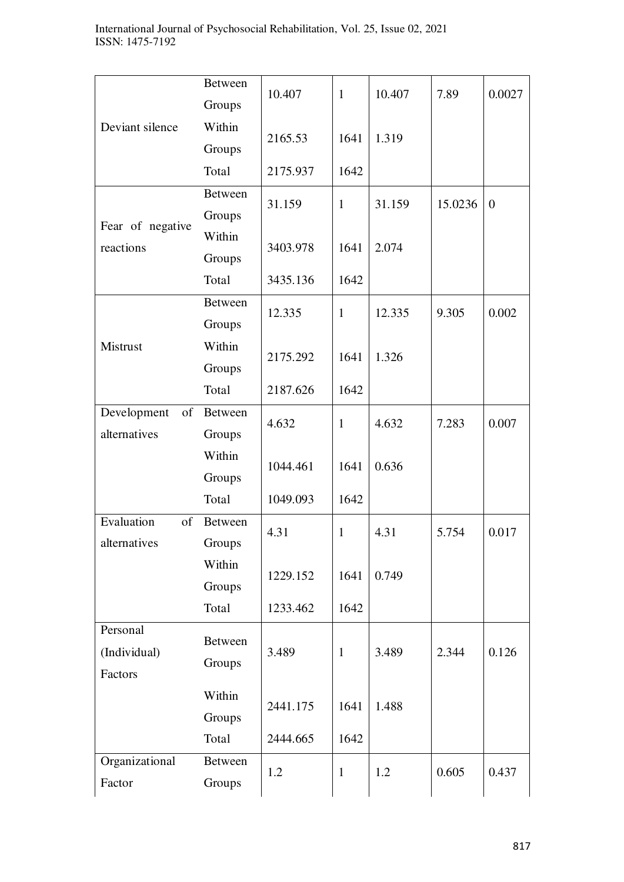| | | | | | | |
|---|---|---|---|---|---|---|
| Deviant silence | Between Groups | 10.407 | 1 | 10.407 | 7.89 | 0.0027 |
| | Within Groups | 2165.53 | 1641 | 1.319 | | |
| | Total | 2175.937 | 1642 | | | |
| Fear of negative reactions | Between Groups | 31.159 | 1 | 31.159 | 15.0236 | 0 |
| | Within Groups | 3403.978 | 1641 | 2.074 | | |
| | Total | 3435.136 | 1642 | | | |
| Mistrust | Between Groups | 12.335 | 1 | 12.335 | 9.305 | 0.002 |
| | Within Groups | 2175.292 | 1641 | 1.326 | | |
| | Total | 2187.626 | 1642 | | | |
| Development of alternatives | Between Groups | 4.632 | 1 | 4.632 | 7.283 | 0.007 |
| | Within Groups | 1044.461 | 1641 | 0.636 | | |
| | Total | 1049.093 | 1642 | | | |
| Evaluation of alternatives | Between Groups | 4.31 | 1 | 4.31 | 5.754 | 0.017 |
| | Within Groups | 1229.152 | 1641 | 0.749 | | |
| | Total | 1233.462 | 1642 | | | |
| Personal (Individual) Factors | Between Groups | 3.489 | 1 | 3.489 | 2.344 | 0.126 |
| | Within Groups | 2441.175 | 1641 | 1.488 | | |
| | Total | 2444.665 | 1642 | | | |
| Organizational Factor | Between Groups | 1.2 | 1 | 1.2 | 0.605 | 0.437 |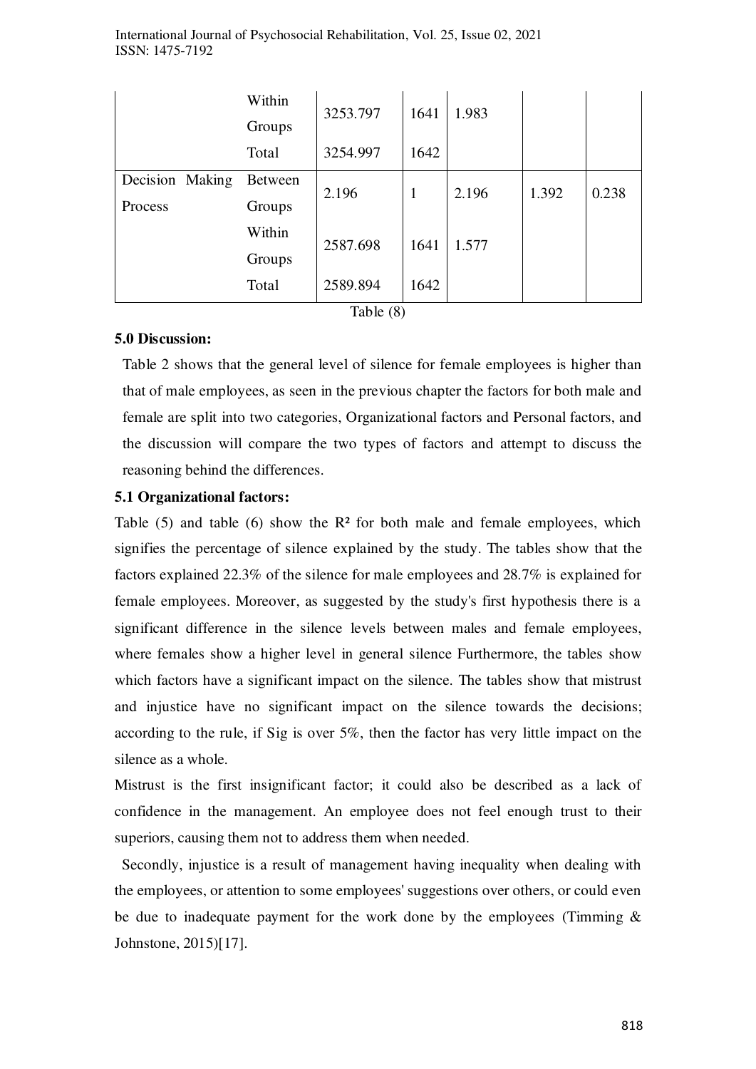| | | | | | | |
|---|---|---|---|---|---|---|
| | Within Groups | 3253.797 | 1641 | 1.983 | | |
| | Total | 3254.997 | 1642 | | | |
| Decision Making Process | Between Groups | 2.196 | 1 | 2.196 | 1.392 | 0.238 |
| | Within Groups | 2587.698 | 1641 | 1.577 | | |
| | Total | 2589.894 | 1642 | | | |

Table (8)

**5.0 Discussion:**

Table 2 shows that the general level of silence for female employees is higher than that of male employees, as seen in the previous chapter the factors for both male and female are split into two categories, Organizational factors and Personal factors, and the discussion will compare the two types of factors and attempt to discuss the reasoning behind the differences.

**5.1 Organizational factors:**

Table (5) and table (6) show the $R^2$ for both male and female employees, which signifies the percentage of silence explained by the study. The tables show that the factors explained 22.3% of the silence for male employees and 28.7% is explained for female employees. Moreover, as suggested by the study's first hypothesis there is a significant difference in the silence levels between males and female employees, where females show a higher level in general silence Furthermore, the tables show which factors have a significant impact on the silence. The tables show that mistrust and injustice have no significant impact on the silence towards the decisions; according to the rule, if Sig is over 5%, then the factor has very little impact on the silence as a whole.

Mistrust is the first insignificant factor; it could also be described as a lack of confidence in the management. An employee does not feel enough trust to their superiors, causing them not to address them when needed.

Secondly, injustice is a result of management having inequality when dealing with the employees, or attention to some employees' suggestions over others, or could even be due to inadequate payment for the work done by the employees (Timming & Johnstone, 2015)[17].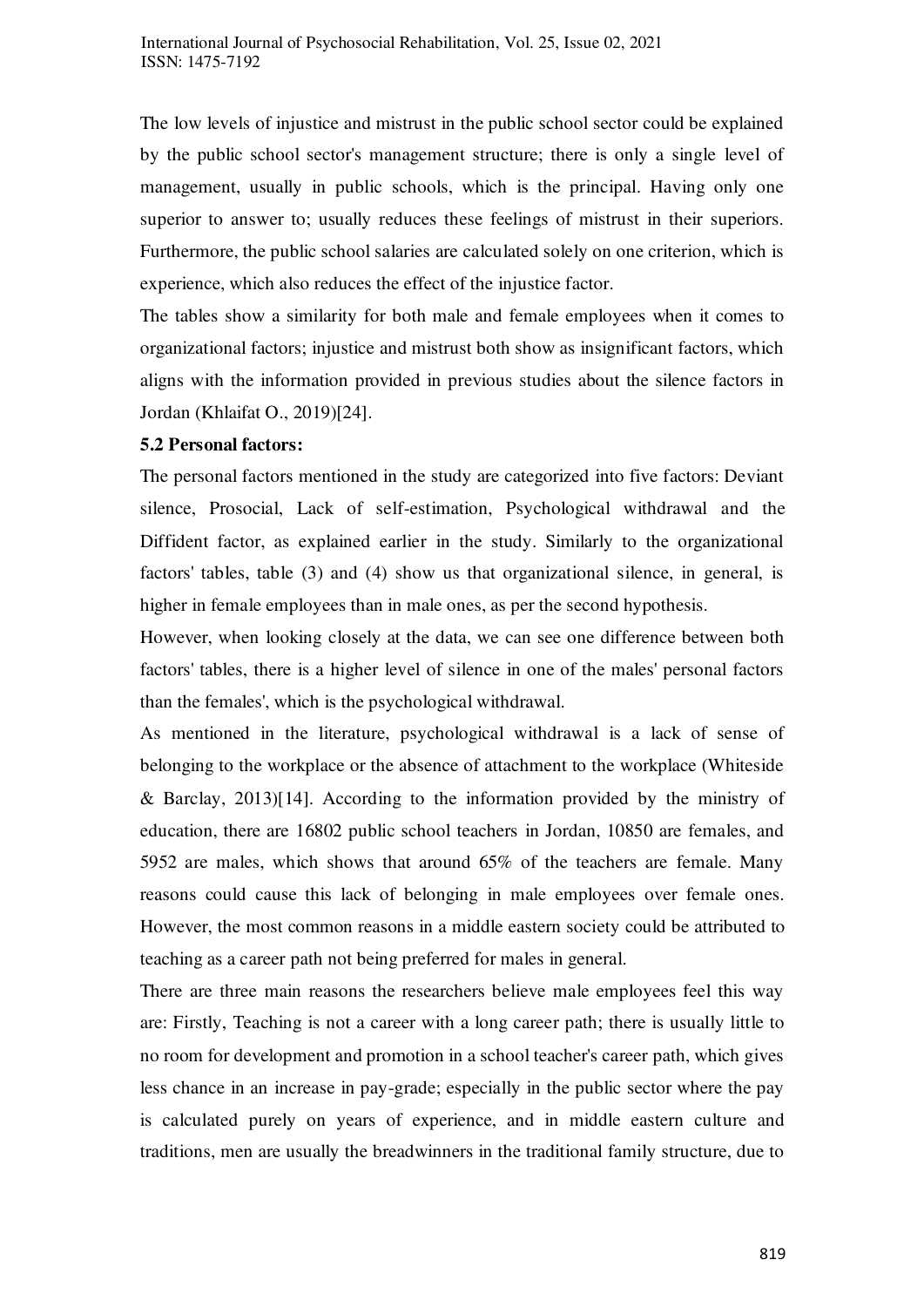The low levels of injustice and mistrust in the public school sector could be explained by the public school sector's management structure; there is only a single level of management, usually in public schools, which is the principal. Having only one superior to answer to; usually reduces these feelings of mistrust in their superiors. Furthermore, the public school salaries are calculated solely on one criterion, which is experience, which also reduces the effect of the injustice factor.

The tables show a similarity for both male and female employees when it comes to organizational factors; injustice and mistrust both show as insignificant factors, which aligns with the information provided in previous studies about the silence factors in Jordan (Khlaifat O., 2019)[24].

**5.2 Personal factors:**

The personal factors mentioned in the study are categorized into five factors: Deviant silence, Prosocial, Lack of self-estimation, Psychological withdrawal and the Diffident factor, as explained earlier in the study. Similarly to the organizational factors' tables, table (3) and (4) show us that organizational silence, in general, is higher in female employees than in male ones, as per the second hypothesis.

However, when looking closely at the data, we can see one difference between both factors' tables, there is a higher level of silence in one of the males' personal factors than the females', which is the psychological withdrawal.

As mentioned in the literature, psychological withdrawal is a lack of sense of belonging to the workplace or the absence of attachment to the workplace (Whiteside & Barclay, 2013)[14]. According to the information provided by the ministry of education, there are 16802 public school teachers in Jordan, 10850 are females, and 5952 are males, which shows that around 65% of the teachers are female. Many reasons could cause this lack of belonging in male employees over female ones. However, the most common reasons in a middle eastern society could be attributed to teaching as a career path not being preferred for males in general.

There are three main reasons the researchers believe male employees feel this way are: Firstly, Teaching is not a career with a long career path; there is usually little to no room for development and promotion in a school teacher's career path, which gives less chance in an increase in pay-grade; especially in the public sector where the pay is calculated purely on years of experience, and in middle eastern culture and traditions, men are usually the breadwinners in the traditional family structure, due to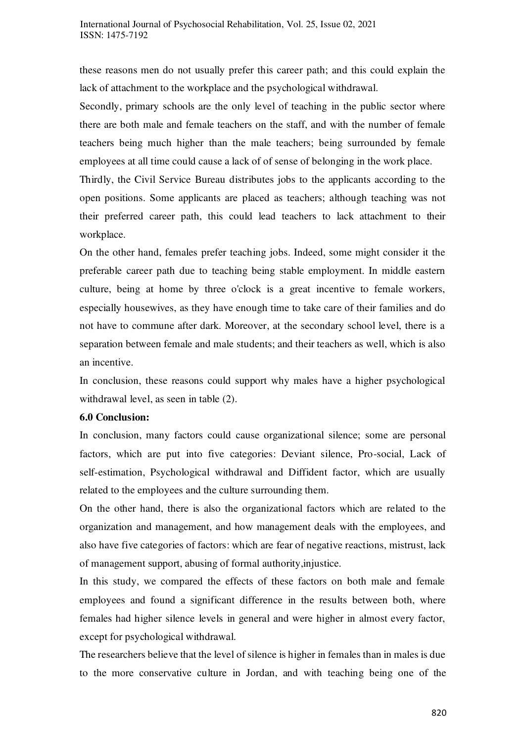these reasons men do not usually prefer this career path; and this could explain the lack of attachment to the workplace and the psychological withdrawal.

Secondly, primary schools are the only level of teaching in the public sector where there are both male and female teachers on the staff, and with the number of female teachers being much higher than the male teachers; being surrounded by female employees at all time could cause a lack of of sense of belonging in the work place.

Thirdly, the Civil Service Bureau distributes jobs to the applicants according to the open positions. Some applicants are placed as teachers; although teaching was not their preferred career path, this could lead teachers to lack attachment to their workplace.

On the other hand, females prefer teaching jobs. Indeed, some might consider it the preferable career path due to teaching being stable employment. In middle eastern culture, being at home by three o'clock is a great incentive to female workers, especially housewives, as they have enough time to take care of their families and do not have to commune after dark. Moreover, at the secondary school level, there is a separation between female and male students; and their teachers as well, which is also an incentive.

In conclusion, these reasons could support why males have a higher psychological withdrawal level, as seen in table (2).

**6.0 Conclusion:**

In conclusion, many factors could cause organizational silence; some are personal factors, which are put into five categories: Deviant silence, Pro-social, Lack of self-estimation, Psychological withdrawal and Diffident factor, which are usually related to the employees and the culture surrounding them.

On the other hand, there is also the organizational factors which are related to the organization and management, and how management deals with the employees, and also have five categories of factors: which are fear of negative reactions, mistrust, lack of management support, abusing of formal authority,injustice.

In this study, we compared the effects of these factors on both male and female employees and found a significant difference in the results between both, where females had higher silence levels in general and were higher in almost every factor, except for psychological withdrawal.

The researchers believe that the level of silence is higher in females than in males is due to the more conservative culture in Jordan, and with teaching being one of the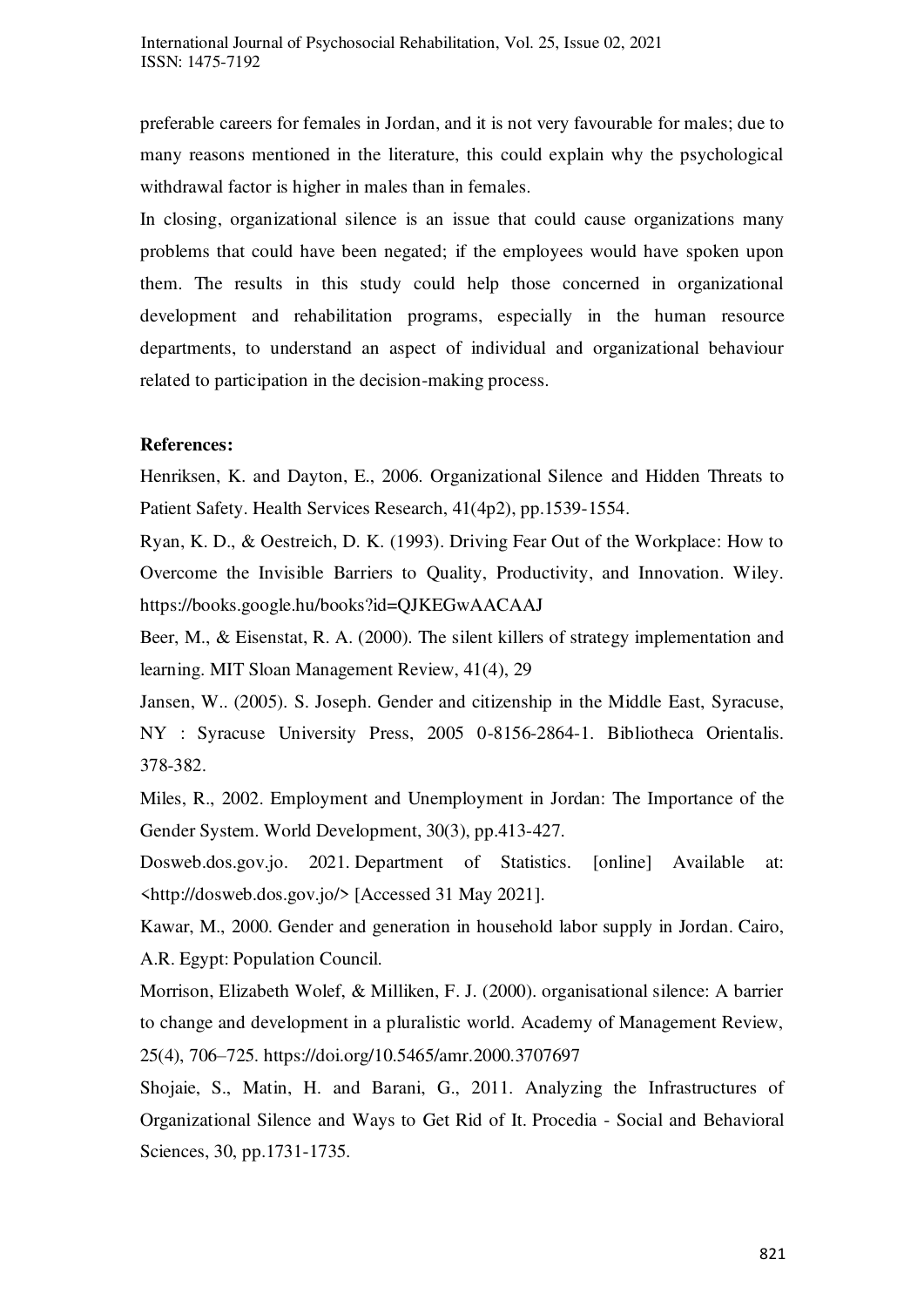preferable careers for females in Jordan, and it is not very favourable for males; due to many reasons mentioned in the literature, this could explain why the psychological withdrawal factor is higher in males than in females.

In closing, organizational silence is an issue that could cause organizations many problems that could have been negated; if the employees would have spoken upon them. The results in this study could help those concerned in organizational development and rehabilitation programs, especially in the human resource departments, to understand an aspect of individual and organizational behaviour related to participation in the decision-making process.

**References:**

Henriksen, K. and Dayton, E., 2006. Organizational Silence and Hidden Threats to Patient Safety. Health Services Research, 41(4p2), pp.1539-1554.

Ryan, K. D., & Oestreich, D. K. (1993). Driving Fear Out of the Workplace: How to Overcome the Invisible Barriers to Quality, Productivity, and Innovation. Wiley. https://books.google.hu/books?id=QJKEGwAACAAJ

Beer, M., & Eisenstat, R. A. (2000). The silent killers of strategy implementation and learning. MIT Sloan Management Review, 41(4), 29

Jansen, W.. (2005). S. Joseph. Gender and citizenship in the Middle East, Syracuse, NY : Syracuse University Press, 2005 0-8156-2864-1. Bibliotheca Orientalis. 378-382.

Miles, R., 2002. Employment and Unemployment in Jordan: The Importance of the Gender System. World Development, 30(3), pp.413-427.

Dosweb.dos.gov.jo. 2021. Department of Statistics. [online] Available at: <http://dosweb.dos.gov.jo/> [Accessed 31 May 2021].

Kawar, M., 2000. Gender and generation in household labor supply in Jordan. Cairo, A.R. Egypt: Population Council.

Morrison, Elizabeth Wolef, & Milliken, F. J. (2000). organisational silence: A barrier to change and development in a pluralistic world. Academy of Management Review, 25(4), 706–725. https://doi.org/10.5465/amr.2000.3707697

Shojaie, S., Matin, H. and Barani, G., 2011. Analyzing the Infrastructures of Organizational Silence and Ways to Get Rid of It. Procedia - Social and Behavioral Sciences, 30, pp.1731-1735.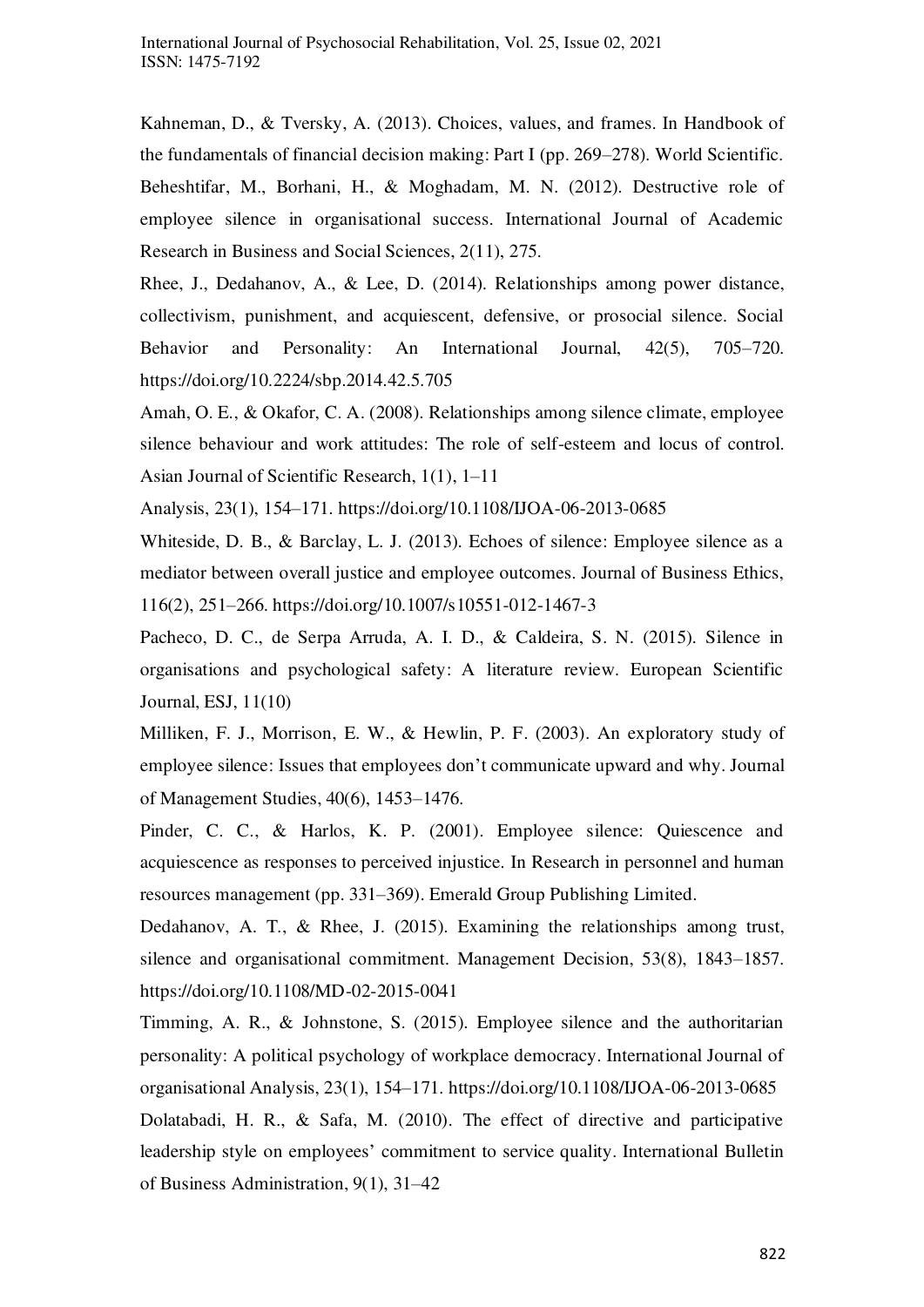Kahneman, D., & Tversky, A. (2013). Choices, values, and frames. In Handbook of the fundamentals of financial decision making: Part I (pp. 269–278). World Scientific.

Beheshtifar, M., Borhani, H., & Moghadam, M. N. (2012). Destructive role of employee silence in organisational success. International Journal of Academic Research in Business and Social Sciences, 2(11), 275.

Rhee, J., Dedahanov, A., & Lee, D. (2014). Relationships among power distance, collectivism, punishment, and acquiescent, defensive, or prosocial silence. Social Behavior and Personality: An International Journal, 42(5), 705–720. https://doi.org/10.2224/sbp.2014.42.5.705

Amah, O. E., & Okafor, C. A. (2008). Relationships among silence climate, employee silence behaviour and work attitudes: The role of self-esteem and locus of control. Asian Journal of Scientific Research, 1(1), 1–11

Analysis, 23(1), 154–171. https://doi.org/10.1108/IJOA-06-2013-0685

Whiteside, D. B., & Barclay, L. J. (2013). Echoes of silence: Employee silence as a mediator between overall justice and employee outcomes. Journal of Business Ethics, 116(2), 251–266. https://doi.org/10.1007/s10551-012-1467-3

Pacheco, D. C., de Serpa Arruda, A. I. D., & Caldeira, S. N. (2015). Silence in organisations and psychological safety: A literature review. European Scientific Journal, ESJ, 11(10)

Milliken, F. J., Morrison, E. W., & Hewlin, P. F. (2003). An exploratory study of employee silence: Issues that employees don't communicate upward and why. Journal of Management Studies, 40(6), 1453–1476.

Pinder, C. C., & Harlos, K. P. (2001). Employee silence: Quiescence and acquiescence as responses to perceived injustice. In Research in personnel and human resources management (pp. 331–369). Emerald Group Publishing Limited.

Dedahanov, A. T., & Rhee, J. (2015). Examining the relationships among trust, silence and organisational commitment. Management Decision, 53(8), 1843–1857. https://doi.org/10.1108/MD-02-2015-0041

Timming, A. R., & Johnstone, S. (2015). Employee silence and the authoritarian personality: A political psychology of workplace democracy. International Journal of organisational Analysis, 23(1), 154–171. https://doi.org/10.1108/IJOA-06-2013-0685

Dolatabadi, H. R., & Safa, M. (2010). The effect of directive and participative leadership style on employees' commitment to service quality. International Bulletin of Business Administration, 9(1), 31–42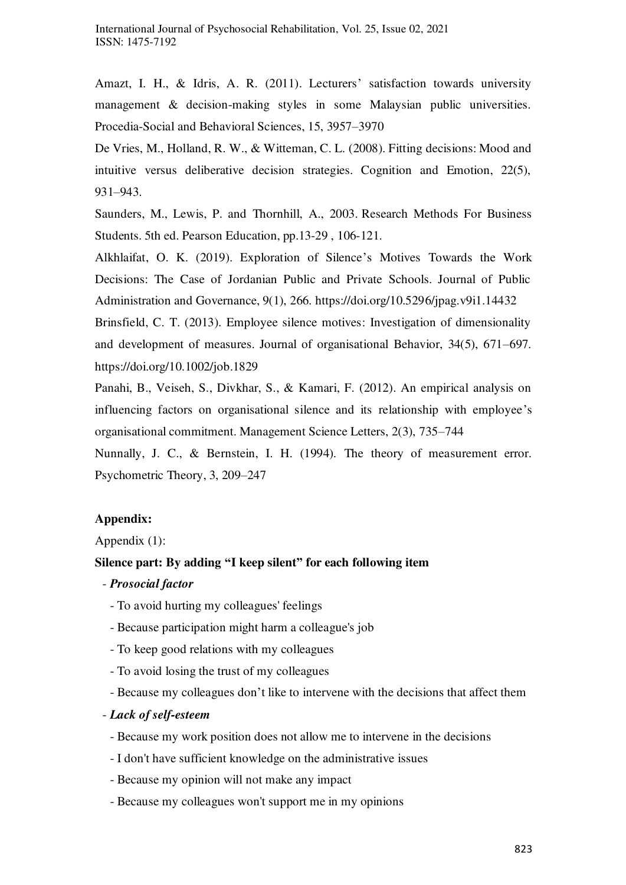Amazt, I. H., & Idris, A. R. (2011). Lecturers' satisfaction towards university management & decision-making styles in some Malaysian public universities. Procedia-Social and Behavioral Sciences, 15, 3957–3970

De Vries, M., Holland, R. W., & Witteman, C. L. (2008). Fitting decisions: Mood and intuitive versus deliberative decision strategies. Cognition and Emotion, 22(5), 931–943.

Saunders, M., Lewis, P. and Thornhill, A., 2003. Research Methods For Business Students. 5th ed. Pearson Education, pp.13-29 , 106-121.

Alkhlaifat, O. K. (2019). Exploration of Silence's Motives Towards the Work Decisions: The Case of Jordanian Public and Private Schools. Journal of Public Administration and Governance, 9(1), 266. https://doi.org/10.5296/jpag.v9i1.14432

Brinsfield, C. T. (2013). Employee silence motives: Investigation of dimensionality and development of measures. Journal of organisational Behavior, 34(5), 671–697. https://doi.org/10.1002/job.1829

Panahi, B., Veiseh, S., Divkhar, S., & Kamari, F. (2012). An empirical analysis on influencing factors on organisational silence and its relationship with employee's organisational commitment. Management Science Letters, 2(3), 735–744

Nunnally, J. C., & Bernstein, I. H. (1994). The theory of measurement error. Psychometric Theory, 3, 209–247

**Appendix:**

Appendix (1):

**Silence part: By adding "I keep silent" for each following item**

- ***Prosocial factor***
  - To avoid hurting my colleagues' feelings
  - Because participation might harm a colleague's job
  - To keep good relations with my colleagues
  - To avoid losing the trust of my colleagues
  - Because my colleagues don't like to intervene with the decisions that affect them
- ***Lack of self-esteem***
  - Because my work position does not allow me to intervene in the decisions
  - I don't have sufficient knowledge on the administrative issues
  - Because my opinion will not make any impact
  - Because my colleagues won't support me in my opinions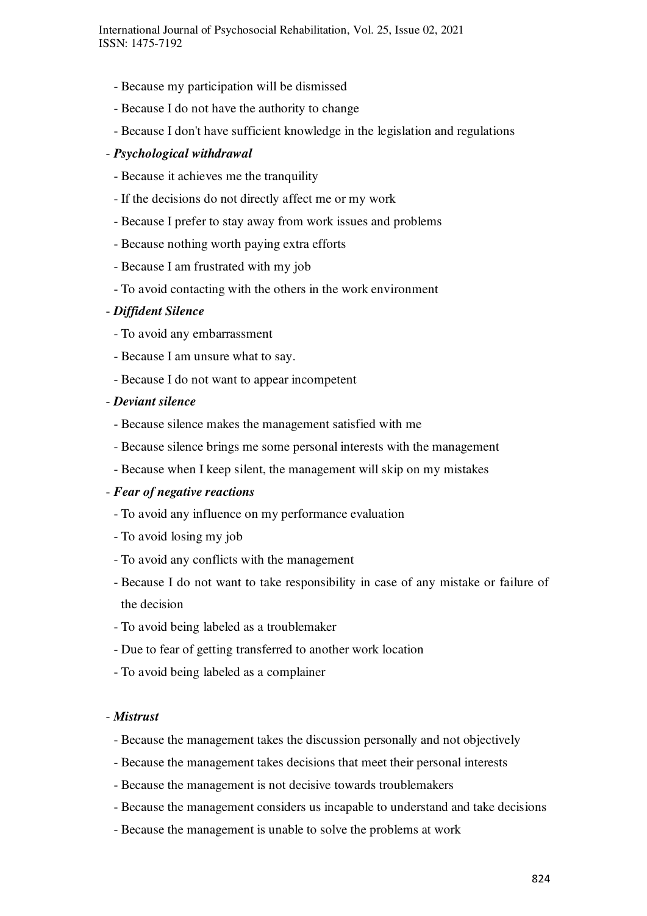- Because my participation will be dismissed
  - Because I do not have the authority to change
  - Because I don't have sufficient knowledge in the legislation and regulations
- ***Psychological withdrawal***
  - Because it achieves me the tranquility
  - If the decisions do not directly affect me or my work
  - Because I prefer to stay away from work issues and problems
  - Because nothing worth paying extra efforts
  - Because I am frustrated with my job
  - To avoid contacting with the others in the work environment
- ***Diffident Silence***
  - To avoid any embarrassment
  - Because I am unsure what to say.
  - Because I do not want to appear incompetent
- ***Deviant silence***
  - Because silence makes the management satisfied with me
  - Because silence brings me some personal interests with the management
  - Because when I keep silent, the management will skip on my mistakes
- ***Fear of negative reactions***
  - To avoid any influence on my performance evaluation
  - To avoid losing my job
  - To avoid any conflicts with the management
  - Because I do not want to take responsibility in case of any mistake or failure of the decision
  - To avoid being labeled as a troublemaker
  - Due to fear of getting transferred to another work location
  - To avoid being labeled as a complainer

- ***Mistrust***
  - Because the management takes the discussion personally and not objectively
  - Because the management takes decisions that meet their personal interests
  - Because the management is not decisive towards troublemakers
  - Because the management considers us incapable to understand and take decisions
  - Because the management is unable to solve the problems at work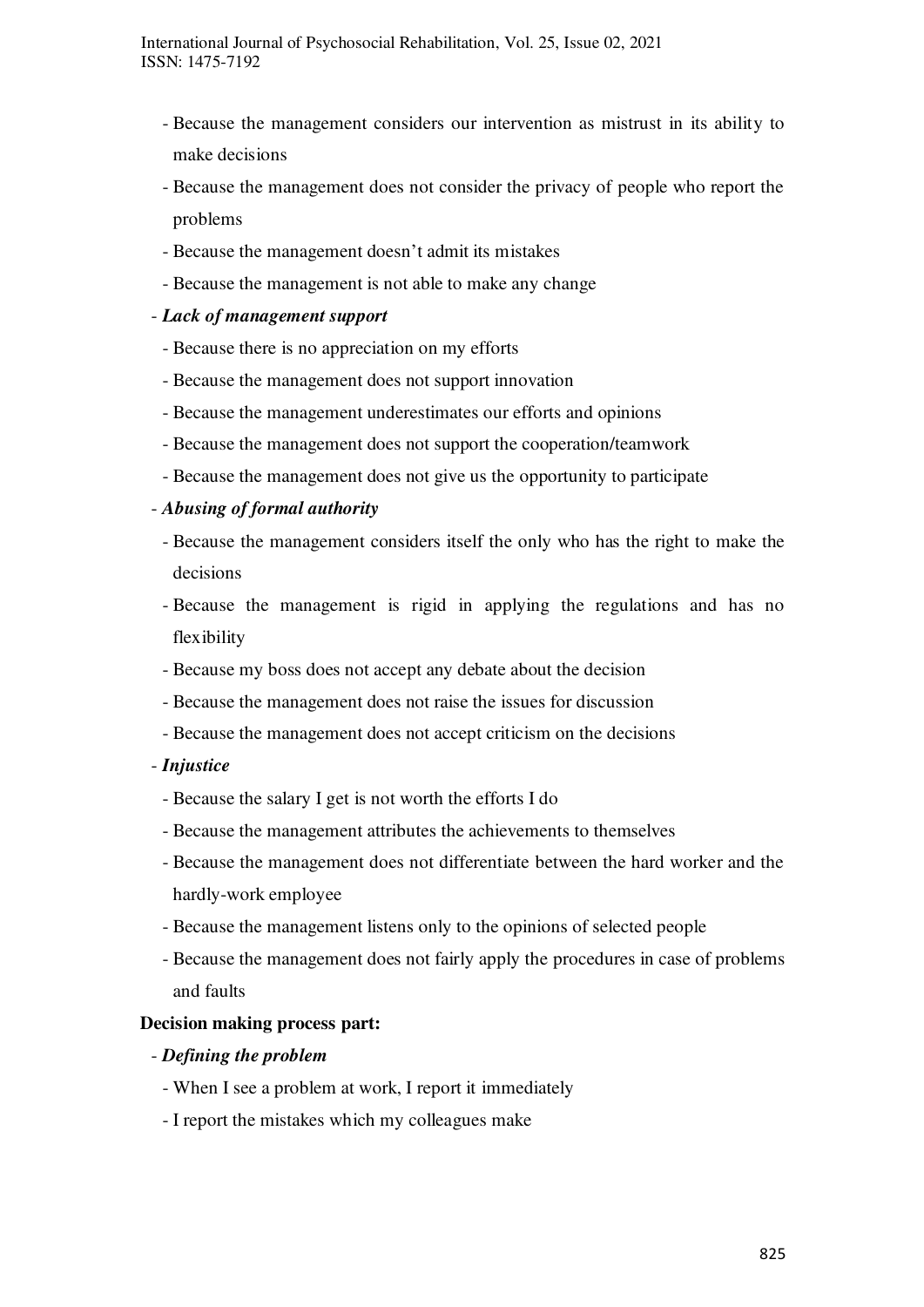- Because the management considers our intervention as mistrust in its ability to make decisions
- Because the management does not consider the privacy of people who report the problems
- Because the management doesn't admit its mistakes
- Because the management is not able to make any change

- ***Lack of management support***
  - Because there is no appreciation on my efforts
  - Because the management does not support innovation
  - Because the management underestimates our efforts and opinions
  - Because the management does not support the cooperation/teamwork
  - Because the management does not give us the opportunity to participate

- ***Abusing of formal authority***
  - Because the management considers itself the only who has the right to make the decisions
  - Because the management is rigid in applying the regulations and has no flexibility
  - Because my boss does not accept any debate about the decision
  - Because the management does not raise the issues for discussion
  - Because the management does not accept criticism on the decisions

- ***Injustice***
  - Because the salary I get is not worth the efforts I do
  - Because the management attributes the achievements to themselves
  - Because the management does not differentiate between the hard worker and the hardly-work employee
  - Because the management listens only to the opinions of selected people
  - Because the management does not fairly apply the procedures in case of problems and faults

**Decision making process part:**

- ***Defining the problem***
  - When I see a problem at work, I report it immediately
  - I report the mistakes which my colleagues make